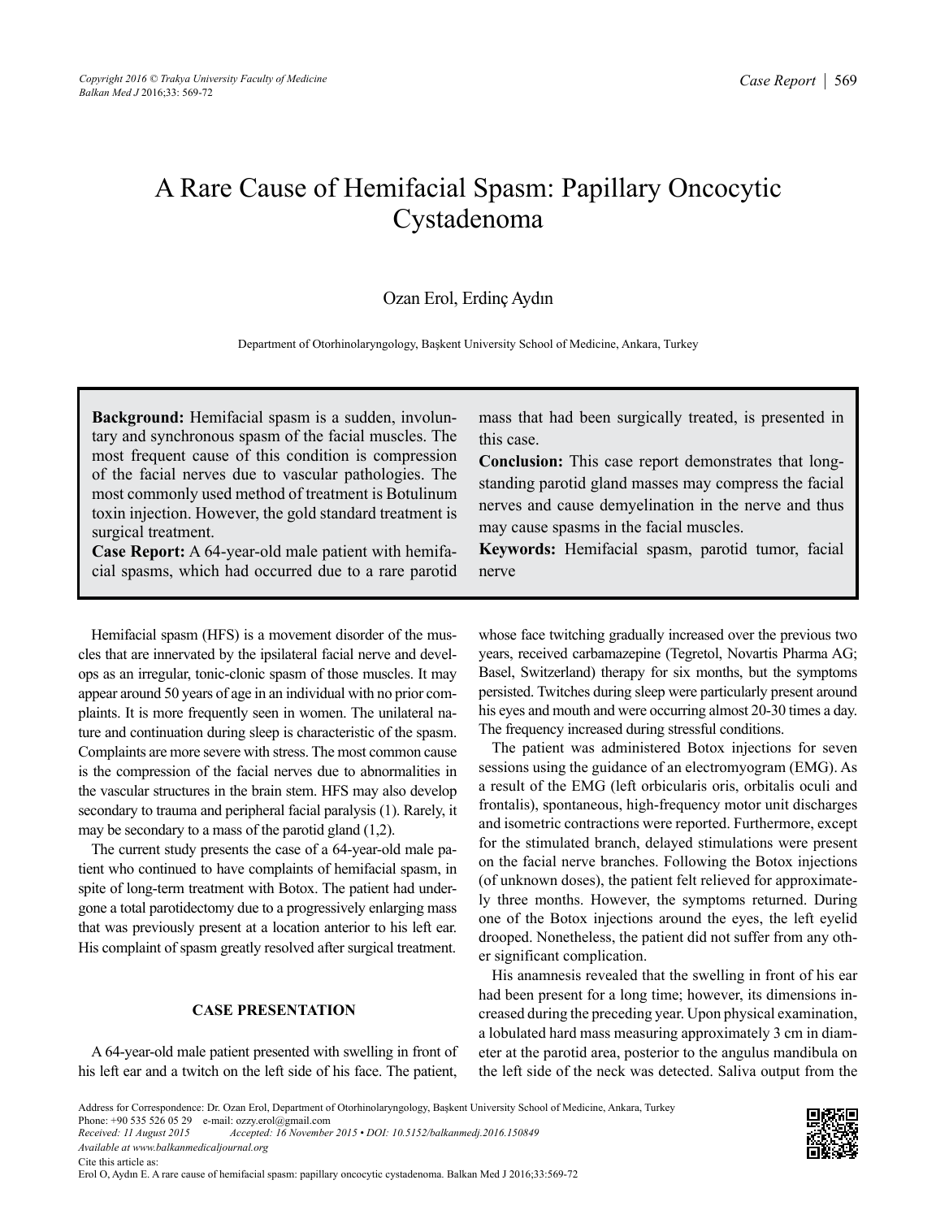# A Rare Cause of Hemifacial Spasm: Papillary Oncocytic Cystadenoma

Ozan Erol, Erdinç Aydın

Department of Otorhinolaryngology, Başkent University School of Medicine, Ankara, Turkey

**Background:** Hemifacial spasm is a sudden, involuntary and synchronous spasm of the facial muscles. The most frequent cause of this condition is compression of the facial nerves due to vascular pathologies. The most commonly used method of treatment is Botulinum toxin injection. However, the gold standard treatment is surgical treatment.

**Case Report:** A 64-year-old male patient with hemifacial spasms, which had occurred due to a rare parotid mass that had been surgically treated, is presented in this case.

**Conclusion:** This case report demonstrates that long-standing parotid gland masses may compress the facial nerves and cause demyelination in the nerve and thus may cause spasms in the facial muscles.

**Keywords:** Hemifacial spasm, parotid tumor, facial nerve

Hemifacial spasm (HFS) is a movement disorder of the muscles that are innervated by the ipsilateral facial nerve and develops as an irregular, tonic-clonic spasm of those muscles. It may appear around 50 years of age in an individual with no prior complaints. It is more frequently seen in women. The unilateral nature and continuation during sleep is characteristic of the spasm. Complaints are more severe with stress. The most common cause is the compression of the facial nerves due to abnormalities in the vascular structures in the brain stem. HFS may also develop secondary to trauma and peripheral facial paralysis (1). Rarely, it may be secondary to a mass of the parotid gland (1,2).

The current study presents the case of a 64-year-old male patient who continued to have complaints of hemifacial spasm, in spite of long-term treatment with Botox. The patient had undergone a total parotidectomy due to a progressively enlarging mass that was previously present at a location anterior to his left ear. His complaint of spasm greatly resolved after surgical treatment.

## CASE PRESENTATION

A 64-year-old male patient presented with swelling in front of his left ear and a twitch on the left side of his face. The patient, whose face twitching gradually increased over the previous two years, received carbamazepine (Tegretol, Novartis Pharma AG; Basel, Switzerland) therapy for six months, but the symptoms persisted. Twitches during sleep were particularly present around his eyes and mouth and were occurring almost 20-30 times a day. The frequency increased during stressful conditions.

The patient was administered Botox injections for seven sessions using the guidance of an electromyogram (EMG). As a result of the EMG (left orbicularis oris, orbitalis oculi and frontalis), spontaneous, high-frequency motor unit discharges and isometric contractions were reported. Furthermore, except for the stimulated branch, delayed stimulations were present on the facial nerve branches. Following the Botox injections (of unknown doses), the patient felt relieved for approximately three months. However, the symptoms returned. During one of the Botox injections around the eyes, the left eyelid drooped. Nonetheless, the patient did not suffer from any other significant complication.

His anamnesis revealed that the swelling in front of his ear had been present for a long time; however, its dimensions increased during the preceding year. Upon physical examination, a lobulated hard mass measuring approximately 3 cm in diameter at the parotid area, posterior to the angulus mandibula on the left side of the neck was detected. Saliva output from the

Address for Correspondence: Dr. Ozan Erol, Department of Otorhinolaryngology, Başkent University School of Medicine, Ankara, Turkey
Phone: +90 535 526 05 29 e-mail: ozzy.erol@gmail.com
*Received: 11 August 2015* *Accepted: 16 November 2015 • DOI: 10.5152/balkanmedj.2016.150849*
*Available at www.balkanmedicaljournal.org*
Cite this article as:
Erol O, Aydın E. A rare cause of hemifacial spasm: papillary oncocytic cystadenoma. Balkan Med J 2016;33:569-72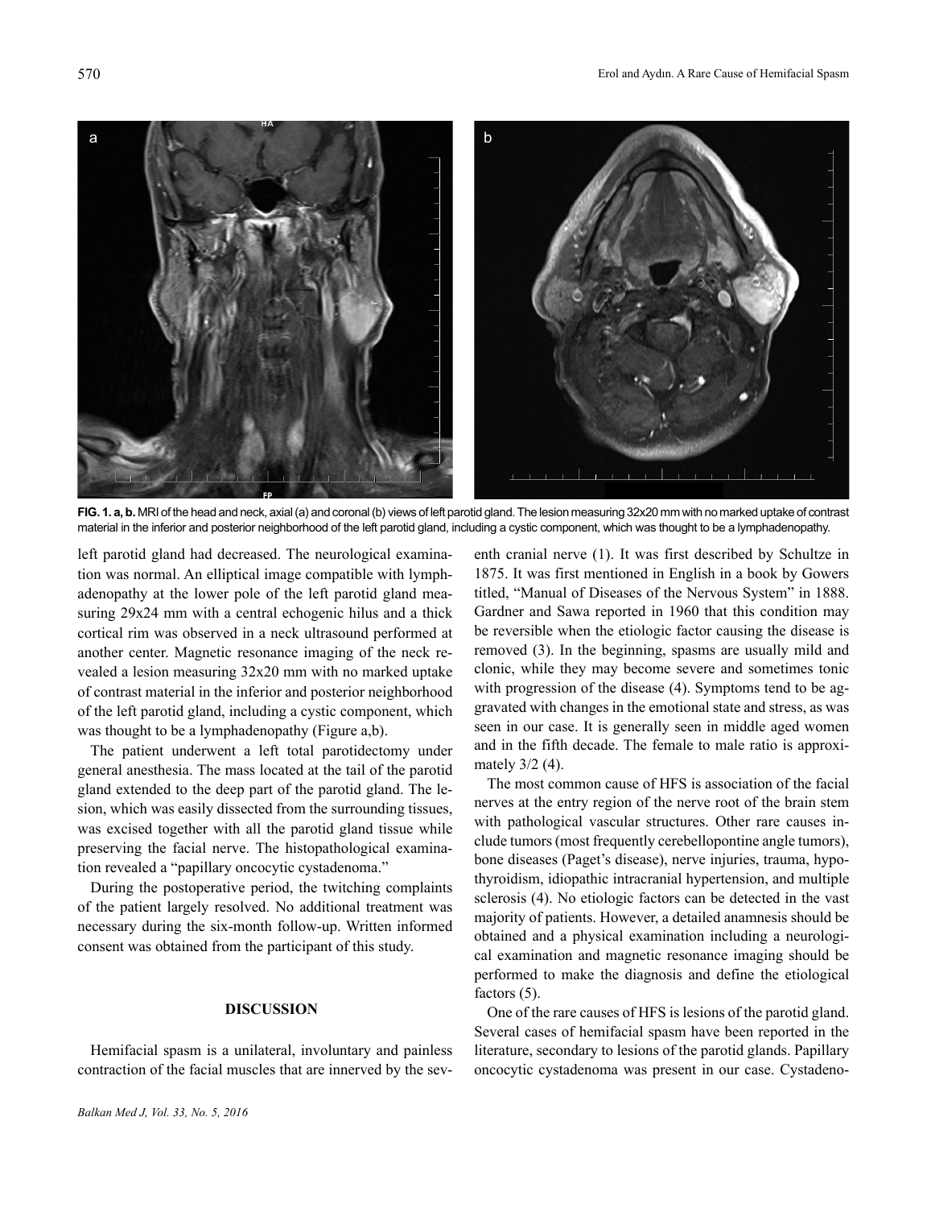**FIG. 1. a, b.** MRI of the head and neck, axial (a) and coronal (b) views of left parotid gland. The lesion measuring 32x20 mm with no marked uptake of contrast material in the inferior and posterior neighborhood of the left parotid gland, including a cystic component, which was thought to be a lymphadenopathy.

left parotid gland had decreased. The neurological examination was normal. An elliptical image compatible with lymphadenopathy at the lower pole of the left parotid gland measuring 29x24 mm with a central echogenic hilus and a thick cortical rim was observed in a neck ultrasound performed at another center. Magnetic resonance imaging of the neck revealed a lesion measuring 32x20 mm with no marked uptake of contrast material in the inferior and posterior neighborhood of the left parotid gland, including a cystic component, which was thought to be a lymphadenopathy (Figure a,b).

The patient underwent a left total parotidectomy under general anesthesia. The mass located at the tail of the parotid gland extended to the deep part of the parotid gland. The lesion, which was easily dissected from the surrounding tissues, was excised together with all the parotid gland tissue while preserving the facial nerve. The histopathological examination revealed a "papillary oncocytic cystadenoma."

During the postoperative period, the twitching complaints of the patient largely resolved. No additional treatment was necessary during the six-month follow-up. Written informed consent was obtained from the participant of this study.

## DISCUSSION

Hemifacial spasm is a unilateral, involuntary and painless contraction of the facial muscles that are innerved by the seventh cranial nerve (1). It was first described by Schultze in 1875. It was first mentioned in English in a book by Gowers titled, "Manual of Diseases of the Nervous System" in 1888. Gardner and Sawa reported in 1960 that this condition may be reversible when the etiologic factor causing the disease is removed (3). In the beginning, spasms are usually mild and clonic, while they may become severe and sometimes tonic with progression of the disease (4). Symptoms tend to be aggravated with changes in the emotional state and stress, as was seen in our case. It is generally seen in middle aged women and in the fifth decade. The female to male ratio is approximately 3/2 (4).

The most common cause of HFS is association of the facial nerves at the entry region of the nerve root of the brain stem with pathological vascular structures. Other rare causes include tumors (most frequently cerebellopontine angle tumors), bone diseases (Paget's disease), nerve injuries, trauma, hypothyroidism, idiopathic intracranial hypertension, and multiple sclerosis (4). No etiologic factors can be detected in the vast majority of patients. However, a detailed anamnesis should be obtained and a physical examination including a neurological examination and magnetic resonance imaging should be performed to make the diagnosis and define the etiological factors (5).

One of the rare causes of HFS is lesions of the parotid gland. Several cases of hemifacial spasm have been reported in the literature, secondary to lesions of the parotid glands. Papillary oncocytic cystadenoma was present in our case. Cystadeno-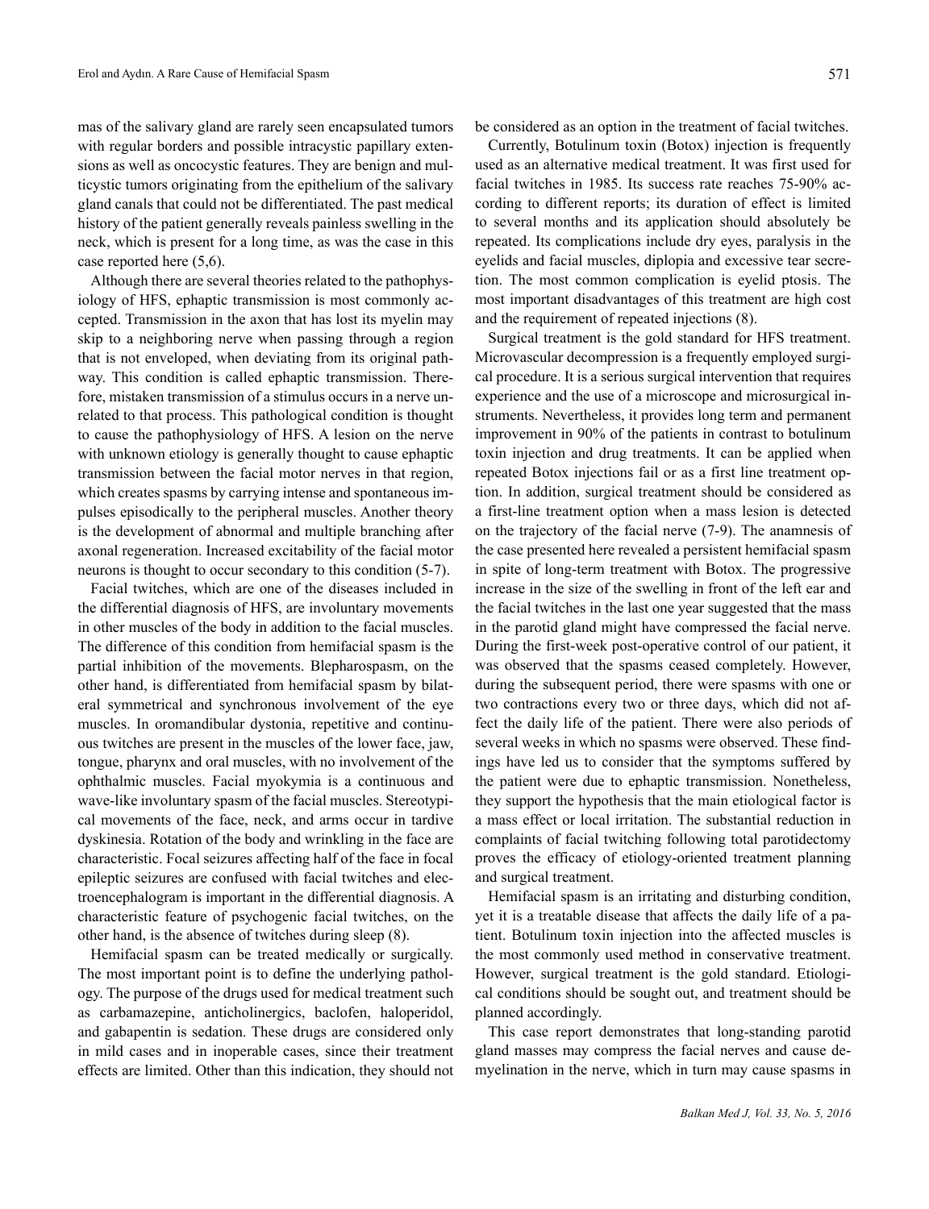mas of the salivary gland are rarely seen encapsulated tumors with regular borders and possible intracystic papillary extensions as well as oncocystic features. They are benign and multicystic tumors originating from the epithelium of the salivary gland canals that could not be differentiated. The past medical history of the patient generally reveals painless swelling in the neck, which is present for a long time, as was the case in this case reported here (5,6).

Although there are several theories related to the pathophysiology of HFS, ephaptic transmission is most commonly accepted. Transmission in the axon that has lost its myelin may skip to a neighboring nerve when passing through a region that is not enveloped, when deviating from its original pathway. This condition is called ephaptic transmission. Therefore, mistaken transmission of a stimulus occurs in a nerve unrelated to that process. This pathological condition is thought to cause the pathophysiology of HFS. A lesion on the nerve with unknown etiology is generally thought to cause ephaptic transmission between the facial motor nerves in that region, which creates spasms by carrying intense and spontaneous impulses episodically to the peripheral muscles. Another theory is the development of abnormal and multiple branching after axonal regeneration. Increased excitability of the facial motor neurons is thought to occur secondary to this condition (5-7).

Facial twitches, which are one of the diseases included in the differential diagnosis of HFS, are involuntary movements in other muscles of the body in addition to the facial muscles. The difference of this condition from hemifacial spasm is the partial inhibition of the movements. Blepharospasm, on the other hand, is differentiated from hemifacial spasm by bilateral symmetrical and synchronous involvement of the eye muscles. In oromandibular dystonia, repetitive and continuous twitches are present in the muscles of the lower face, jaw, tongue, pharynx and oral muscles, with no involvement of the ophthalmic muscles. Facial myokymia is a continuous and wave-like involuntary spasm of the facial muscles. Stereotypical movements of the face, neck, and arms occur in tardive dyskinesia. Rotation of the body and wrinkling in the face are characteristic. Focal seizures affecting half of the face in focal epileptic seizures are confused with facial twitches and electroencephalogram is important in the differential diagnosis. A characteristic feature of psychogenic facial twitches, on the other hand, is the absence of twitches during sleep (8).

Hemifacial spasm can be treated medically or surgically. The most important point is to define the underlying pathology. The purpose of the drugs used for medical treatment such as carbamazepine, anticholinergics, baclofen, haloperidol, and gabapentin is sedation. These drugs are considered only in mild cases and in inoperable cases, since their treatment effects are limited. Other than this indication, they should not be considered as an option in the treatment of facial twitches.

Currently, Botulinum toxin (Botox) injection is frequently used as an alternative medical treatment. It was first used for facial twitches in 1985. Its success rate reaches 75-90% according to different reports; its duration of effect is limited to several months and its application should absolutely be repeated. Its complications include dry eyes, paralysis in the eyelids and facial muscles, diplopia and excessive tear secretion. The most common complication is eyelid ptosis. The most important disadvantages of this treatment are high cost and the requirement of repeated injections (8).

Surgical treatment is the gold standard for HFS treatment. Microvascular decompression is a frequently employed surgical procedure. It is a serious surgical intervention that requires experience and the use of a microscope and microsurgical instruments. Nevertheless, it provides long term and permanent improvement in 90% of the patients in contrast to botulinum toxin injection and drug treatments. It can be applied when repeated Botox injections fail or as a first line treatment option. In addition, surgical treatment should be considered as a first-line treatment option when a mass lesion is detected on the trajectory of the facial nerve (7-9). The anamnesis of the case presented here revealed a persistent hemifacial spasm in spite of long-term treatment with Botox. The progressive increase in the size of the swelling in front of the left ear and the facial twitches in the last one year suggested that the mass in the parotid gland might have compressed the facial nerve. During the first-week post-operative control of our patient, it was observed that the spasms ceased completely. However, during the subsequent period, there were spasms with one or two contractions every two or three days, which did not affect the daily life of the patient. There were also periods of several weeks in which no spasms were observed. These findings have led us to consider that the symptoms suffered by the patient were due to ephaptic transmission. Nonetheless, they support the hypothesis that the main etiological factor is a mass effect or local irritation. The substantial reduction in complaints of facial twitching following total parotidectomy proves the efficacy of etiology-oriented treatment planning and surgical treatment.

Hemifacial spasm is an irritating and disturbing condition, yet it is a treatable disease that affects the daily life of a patient. Botulinum toxin injection into the affected muscles is the most commonly used method in conservative treatment. However, surgical treatment is the gold standard. Etiological conditions should be sought out, and treatment should be planned accordingly.

This case report demonstrates that long-standing parotid gland masses may compress the facial nerves and cause demyelination in the nerve, which in turn may cause spasms in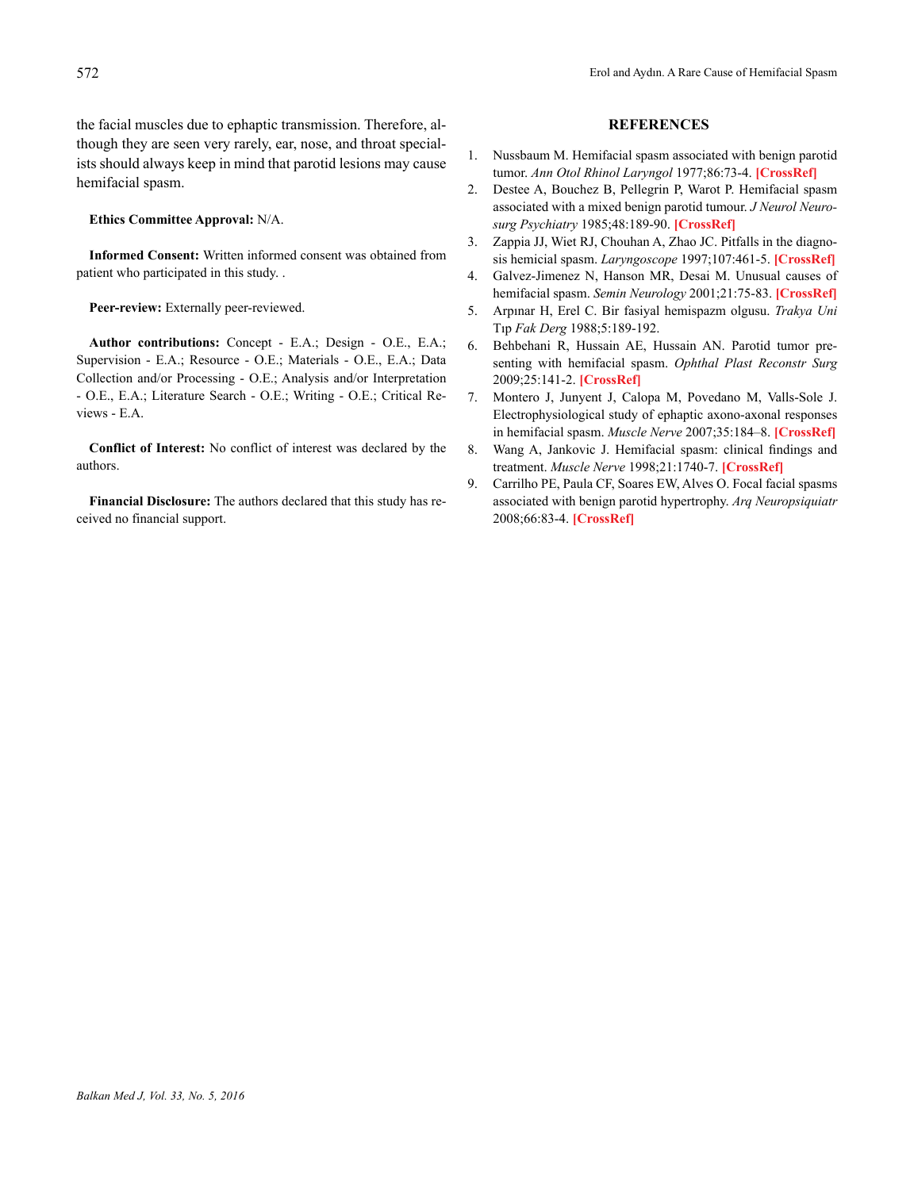the facial muscles due to ephaptic transmission. Therefore, although they are seen very rarely, ear, nose, and throat specialists should always keep in mind that parotid lesions may cause hemifacial spasm.

**Ethics Committee Approval:** N/A.

**Informed Consent:** Written informed consent was obtained from patient who participated in this study. .

**Peer-review:** Externally peer-reviewed.

**Author contributions:** Concept - E.A.; Design - O.E., E.A.; Supervision - E.A.; Resource - O.E.; Materials - O.E., E.A.; Data Collection and/or Processing - O.E.; Analysis and/or Interpretation - O.E., E.A.; Literature Search - O.E.; Writing - O.E.; Critical Reviews - E.A.

**Conflict of Interest:** No conflict of interest was declared by the authors.

**Financial Disclosure:** The authors declared that this study has received no financial support.

## REFERENCES

1. Nussbaum M. Hemifacial spasm associated with benign parotid tumor. *Ann Otol Rhinol Laryngol* 1977;86:73-4. **[CrossRef]**
2. Destee A, Bouchez B, Pellegrin P, Warot P. Hemifacial spasm associated with a mixed benign parotid tumour. *J Neurol Neurosurg Psychiatry* 1985;48:189-90. **[CrossRef]**
3. Zappia JJ, Wiet RJ, Chouhan A, Zhao JC. Pitfalls in the diagnosis hemicial spasm. *Laryngoscope* 1997;107:461-5. **[CrossRef]**
4. Galvez-Jimenez N, Hanson MR, Desai M. Unusual causes of hemifacial spasm. *Semin Neurology* 2001;21:75-83. **[CrossRef]**
5. Arpınar H, Erel C. Bir fasiyal hemispazm olgusu. *Trakya Uni* Tıp *Fak Derg* 1988;5:189-192.
6. Behbehani R, Hussain AE, Hussain AN. Parotid tumor presenting with hemifacial spasm. *Ophthal Plast Reconstr Surg* 2009;25:141-2. **[CrossRef]**
7. Montero J, Junyent J, Calopa M, Povedano M, Valls-Sole J. Electrophysiological study of ephaptic axono-axonal responses in hemifacial spasm. *Muscle Nerve* 2007;35:184–8. **[CrossRef]**
8. Wang A, Jankovic J. Hemifacial spasm: clinical findings and treatment. *Muscle Nerve* 1998;21:1740-7. **[CrossRef]**
9. Carrilho PE, Paula CF, Soares EW, Alves O. Focal facial spasms associated with benign parotid hypertrophy. *Arq Neuropsiquiatr* 2008;66:83-4. **[CrossRef]**